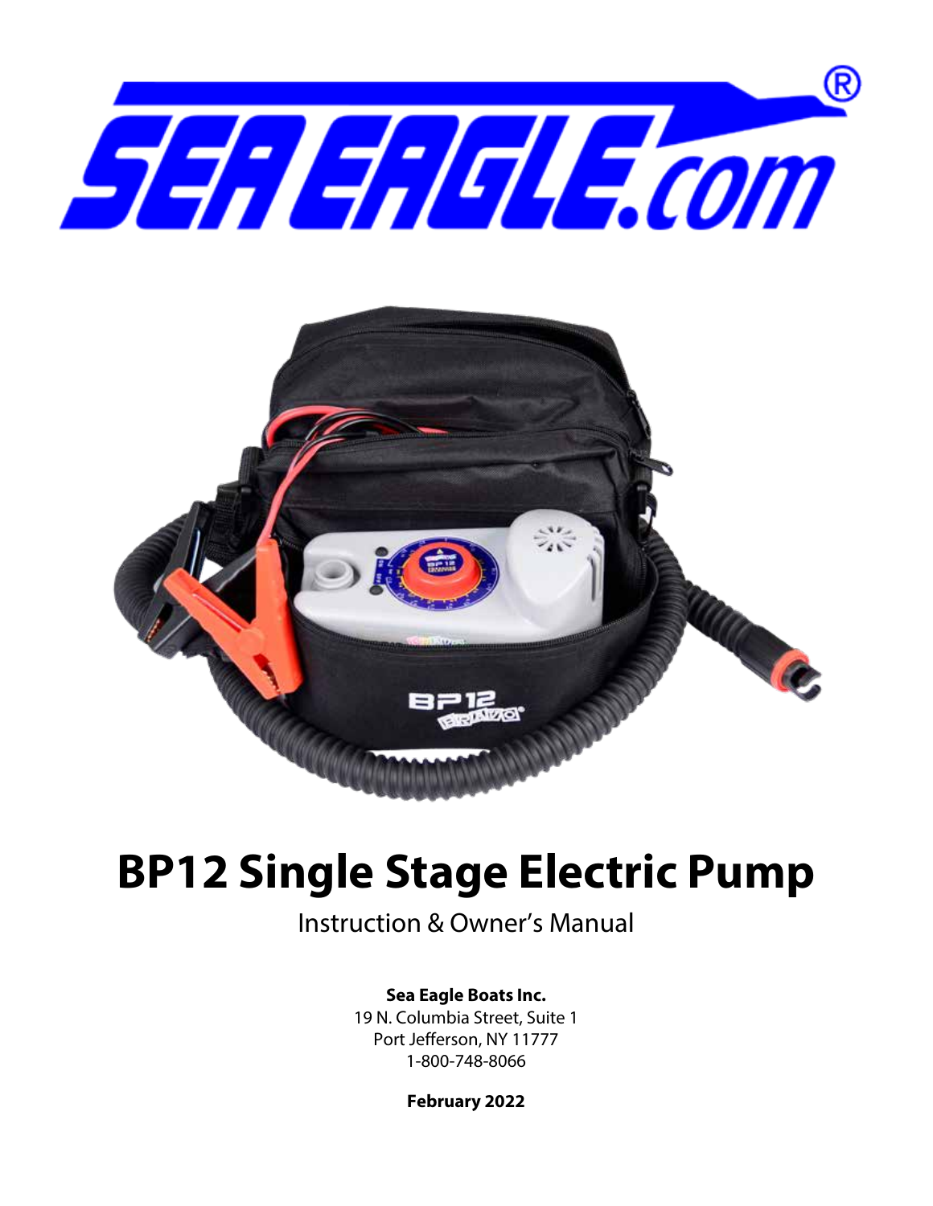# BP12 Single Stage Electric Pump

Instruction & Owner's Manual

**Sea Eagle Boats Inc.**
19 N. Columbia Street, Suite 1
Port Jefferson, NY 11777
1-800-748-8066

**February 2022**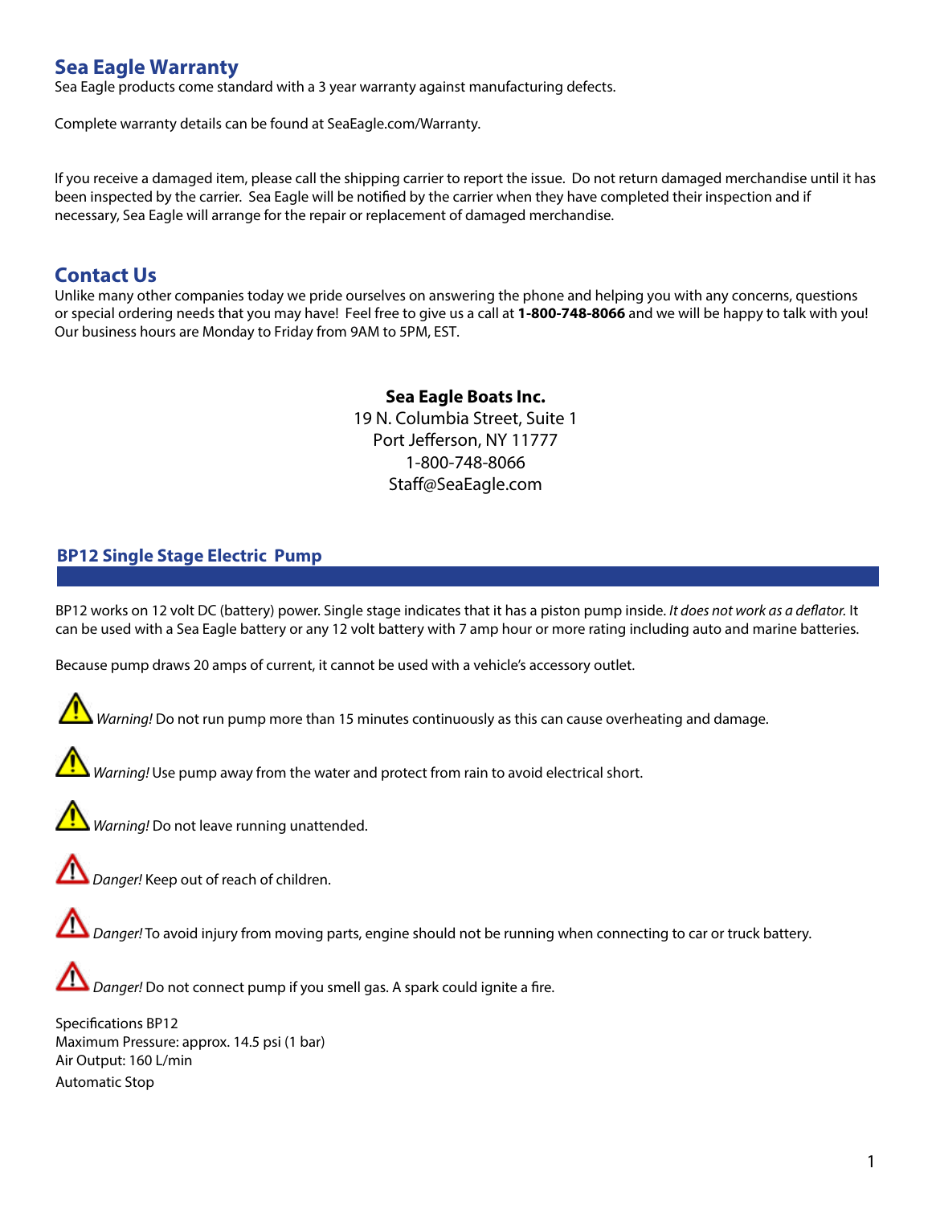## Sea Eagle Warranty

Sea Eagle products come standard with a 3 year warranty against manufacturing defects.

Complete warranty details can be found at SeaEagle.com/Warranty.

If you receive a damaged item, please call the shipping carrier to report the issue. Do not return damaged merchandise until it has been inspected by the carrier. Sea Eagle will be notified by the carrier when they have completed their inspection and if necessary, Sea Eagle will arrange for the repair or replacement of damaged merchandise.

## Contact Us

Unlike many other companies today we pride ourselves on answering the phone and helping you with any concerns, questions or special ordering needs that you may have! Feel free to give us a call at **1-800-748-8066** and we will be happy to talk with you! Our business hours are Monday to Friday from 9AM to 5PM, EST.

**Sea Eagle Boats Inc.**
19 N. Columbia Street, Suite 1
Port Jefferson, NY 11777
1-800-748-8066
Staff@SeaEagle.com

## BP12 Single Stage Electric Pump

BP12 works on 12 volt DC (battery) power. Single stage indicates that it has a piston pump inside. *It does not work as a deflator.* It can be used with a Sea Eagle battery or any 12 volt battery with 7 amp hour or more rating including auto and marine batteries.

Because pump draws 20 amps of current, it cannot be used with a vehicle's accessory outlet.

⚠ *Warning!* Do not run pump more than 15 minutes continuously as this can cause overheating and damage.

⚠ *Warning!* Use pump away from the water and protect from rain to avoid electrical short.

⚠ *Warning!* Do not leave running unattended.

⚠ *Danger!* Keep out of reach of children.

⚠ *Danger!* To avoid injury from moving parts, engine should not be running when connecting to car or truck battery.

⚠ *Danger!* Do not connect pump if you smell gas. A spark could ignite a fire.

Specifications BP12
Maximum Pressure: approx. 14.5 psi (1 bar)
Air Output: 160 L/min
Automatic Stop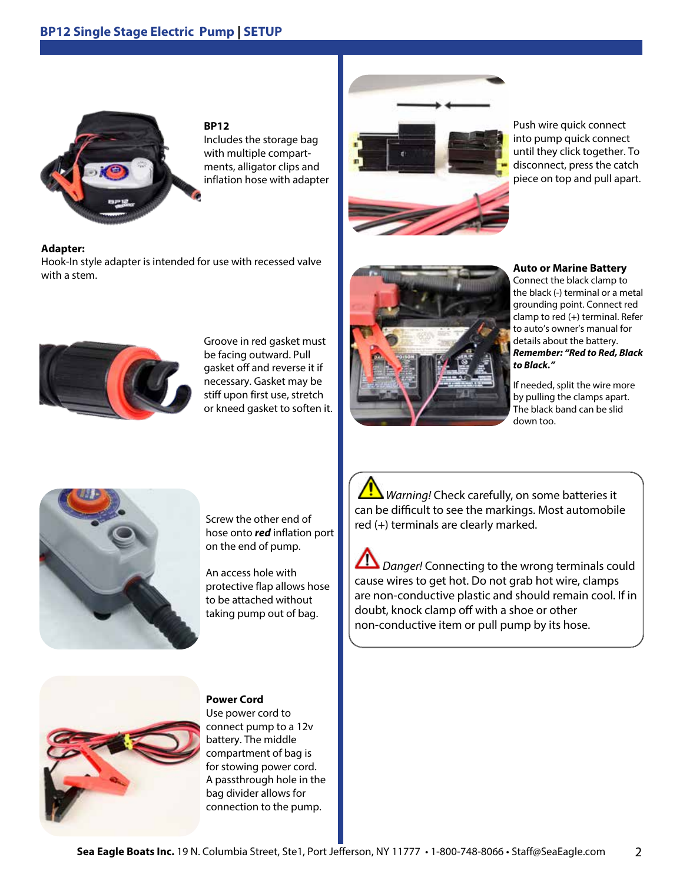# BP12 Single Stage Electric Pump | SETUP

**BP12**
Includes the storage bag with multiple compartments, alligator clips and inflation hose with adapter

**Adapter:**
Hook-In style adapter is intended for use with recessed valve with a stem.

Groove in red gasket must be facing outward. Pull gasket off and reverse it if necessary. Gasket may be stiff upon first use, stretch or kneed gasket to soften it.

Screw the other end of hose onto ***red*** inflation port on the end of pump.

An access hole with protective flap allows hose to be attached without taking pump out of bag.

**Power Cord**
Use power cord to connect pump to a 12v battery. The middle compartment of bag is for stowing power cord. A passthrough hole in the bag divider allows for connection to the pump.

Push wire quick connect into pump quick connect until they click together. To disconnect, press the catch piece on top and pull apart.

**Auto or Marine Battery**
Connect the black clamp to the black (-) terminal or a metal grounding point. Connect red clamp to red (+) terminal. Refer to auto's owner's manual for details about the battery.
***Remember: "Red to Red, Black to Black."***

If needed, split the wire more by pulling the clamps apart. The black band can be slid down too.

*Warning!* Check carefully, on some batteries it can be difficult to see the markings. Most automobile red (+) terminals are clearly marked.

*Danger!* Connecting to the wrong terminals could cause wires to get hot. Do not grab hot wire, clamps are non-conductive plastic and should remain cool. If in doubt, knock clamp off with a shoe or other non-conductive item or pull pump by its hose.

**Sea Eagle Boats Inc.** 19 N. Columbia Street, Ste1, Port Jefferson, NY 11777 • 1-800-748-8066 • Staff@SeaEagle.com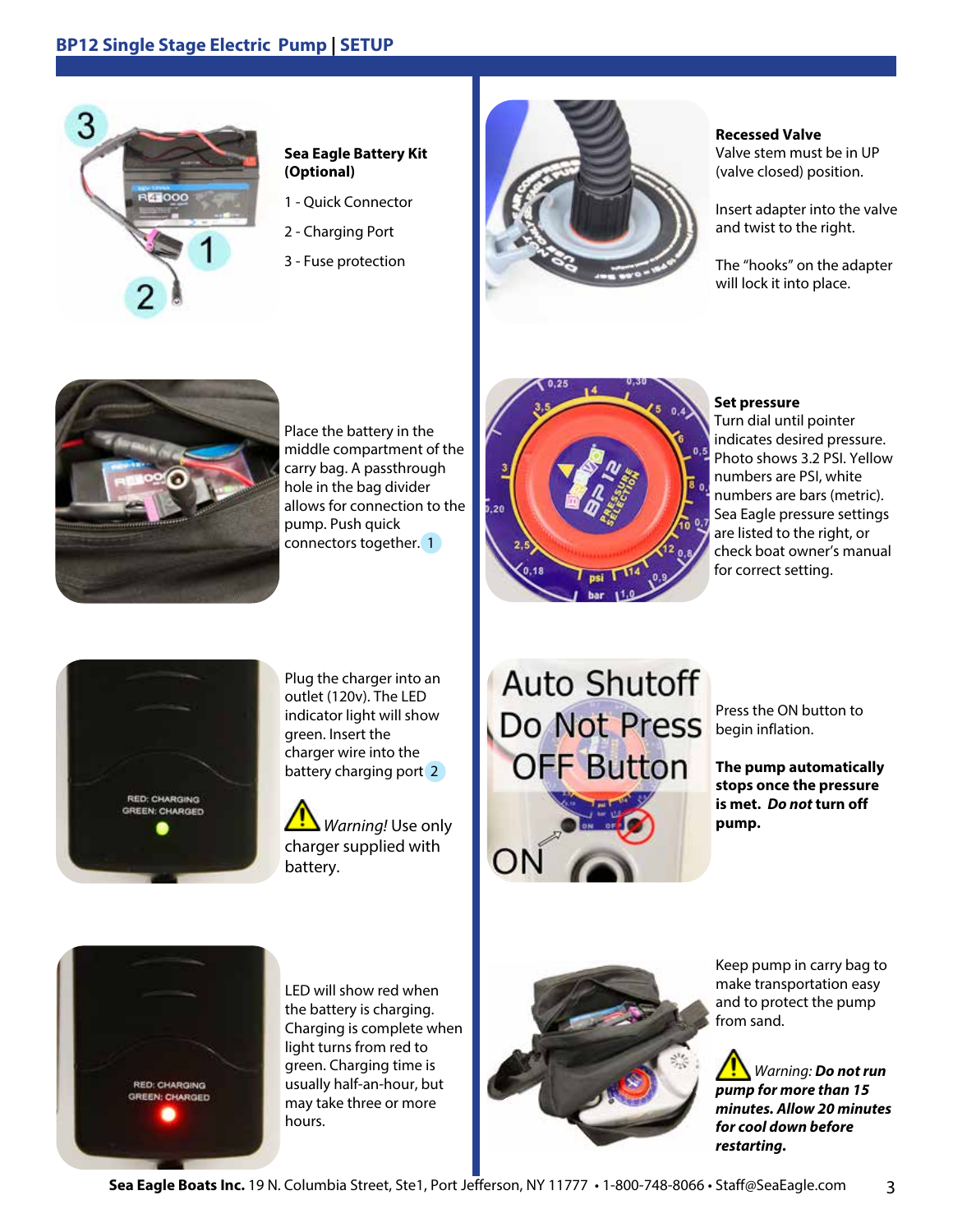## BP12 Single Stage Electric Pump | SETUP

**Sea Eagle Battery Kit (Optional)**

1 - Quick Connector

2 - Charging Port

3 - Fuse protection

Place the battery in the middle compartment of the carry bag. A passthrough hole in the bag divider allows for connection to the pump. Push quick connectors together. 1

Plug the charger into an outlet (120v). The LED indicator light will show green. Insert the charger wire into the battery charging port 2

*Warning!* Use only charger supplied with battery.

LED will show red when the battery is charging. Charging is complete when light turns from red to green. Charging time is usually half-an-hour, but may take three or more hours.

**Recessed Valve**
Valve stem must be in UP (valve closed) position.

Insert adapter into the valve and twist to the right.

The "hooks" on the adapter will lock it into place.

**Set pressure**
Turn dial until pointer indicates desired pressure. Photo shows 3.2 PSI. Yellow numbers are PSI, white numbers are bars (metric). Sea Eagle pressure settings are listed to the right, or check boat owner's manual for correct setting.

Press the ON button to begin inflation.

**The pump automatically stops once the pressure is met. *Do not* turn off pump.**

Keep pump in carry bag to make transportation easy and to protect the pump from sand.

*Warning:* ***Do not run pump for more than 15 minutes. Allow 20 minutes for cool down before restarting.***

**Sea Eagle Boats Inc.** 19 N. Columbia Street, Ste1, Port Jefferson, NY 11777 • 1-800-748-8066 • Staff@SeaEagle.com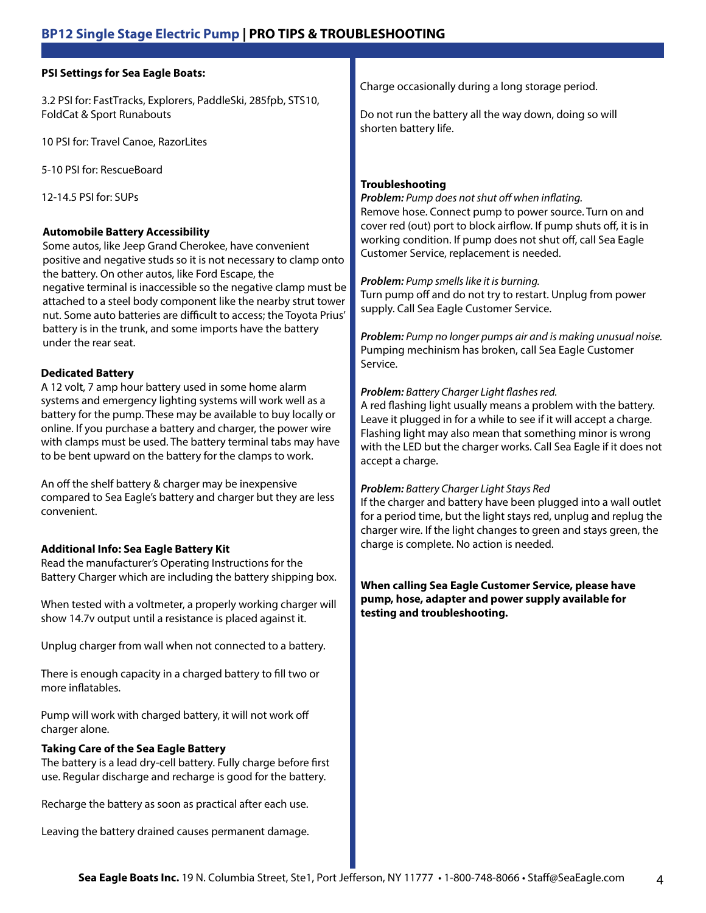# BP12 Single Stage Electric Pump | PRO TIPS & TROUBLESHOOTING

**PSI Settings for Sea Eagle Boats:**

3.2 PSI for: FastTracks, Explorers, PaddleSki, 285fpb, STS10, FoldCat & Sport Runabouts

10 PSI for: Travel Canoe, RazorLites

5-10 PSI for: RescueBoard

12-14.5 PSI for: SUPs

**Automobile Battery Accessibility**

Some autos, like Jeep Grand Cherokee, have convenient positive and negative studs so it is not necessary to clamp onto the battery. On other autos, like Ford Escape, the negative terminal is inaccessible so the negative clamp must be attached to a steel body component like the nearby strut tower nut. Some auto batteries are difficult to access; the Toyota Prius' battery is in the trunk, and some imports have the battery under the rear seat.

**Dedicated Battery**

A 12 volt, 7 amp hour battery used in some home alarm systems and emergency lighting systems will work well as a battery for the pump. These may be available to buy locally or online. If you purchase a battery and charger, the power wire with clamps must be used. The battery terminal tabs may have to be bent upward on the battery for the clamps to work.

An off the shelf battery & charger may be inexpensive compared to Sea Eagle's battery and charger but they are less convenient.

**Additional Info: Sea Eagle Battery Kit**

Read the manufacturer's Operating Instructions for the Battery Charger which are including the battery shipping box.

When tested with a voltmeter, a properly working charger will show 14.7v output until a resistance is placed against it.

Unplug charger from wall when not connected to a battery.

There is enough capacity in a charged battery to fill two or more inflatables.

Pump will work with charged battery, it will not work off charger alone.

**Taking Care of the Sea Eagle Battery**

The battery is a lead dry-cell battery. Fully charge before first use. Regular discharge and recharge is good for the battery.

Recharge the battery as soon as practical after each use.

Leaving the battery drained causes permanent damage.

Charge occasionally during a long storage period.

Do not run the battery all the way down, doing so will shorten battery life.

**Troubleshooting**

***Problem:*** *Pump does not shut off when inflating.*
Remove hose. Connect pump to power source. Turn on and cover red (out) port to block airflow. If pump shuts off, it is in working condition. If pump does not shut off, call Sea Eagle Customer Service, replacement is needed.

***Problem:*** *Pump smells like it is burning.*
Turn pump off and do not try to restart. Unplug from power supply. Call Sea Eagle Customer Service.

***Problem:*** *Pump no longer pumps air and is making unusual noise.*
Pumping mechinism has broken, call Sea Eagle Customer Service.

***Problem:*** *Battery Charger Light flashes red.*
A red flashing light usually means a problem with the battery. Leave it plugged in for a while to see if it will accept a charge. Flashing light may also mean that something minor is wrong with the LED but the charger works. Call Sea Eagle if it does not accept a charge.

***Problem:*** *Battery Charger Light Stays Red*
If the charger and battery have been plugged into a wall outlet for a period time, but the light stays red, unplug and replug the charger wire. If the light changes to green and stays green, the charge is complete. No action is needed.

**When calling Sea Eagle Customer Service, please have pump, hose, adapter and power supply available for testing and troubleshooting.**

**Sea Eagle Boats Inc.** 19 N. Columbia Street, Ste1, Port Jefferson, NY 11777 • 1-800-748-8066 • Staff@SeaEagle.com